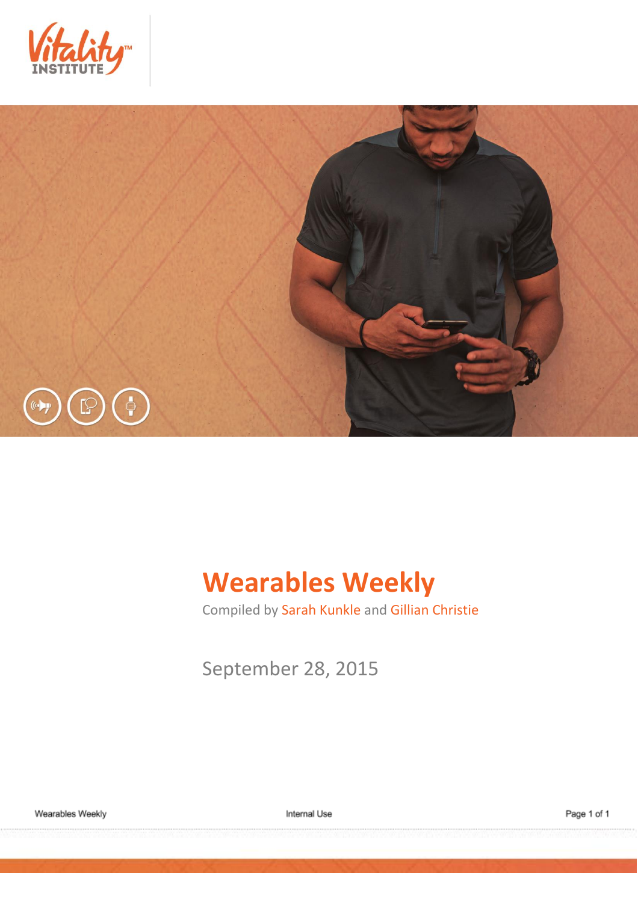# Wearables Weekly

Compiled by Sarah Kunkle and Gillian Christie

September 28, 2015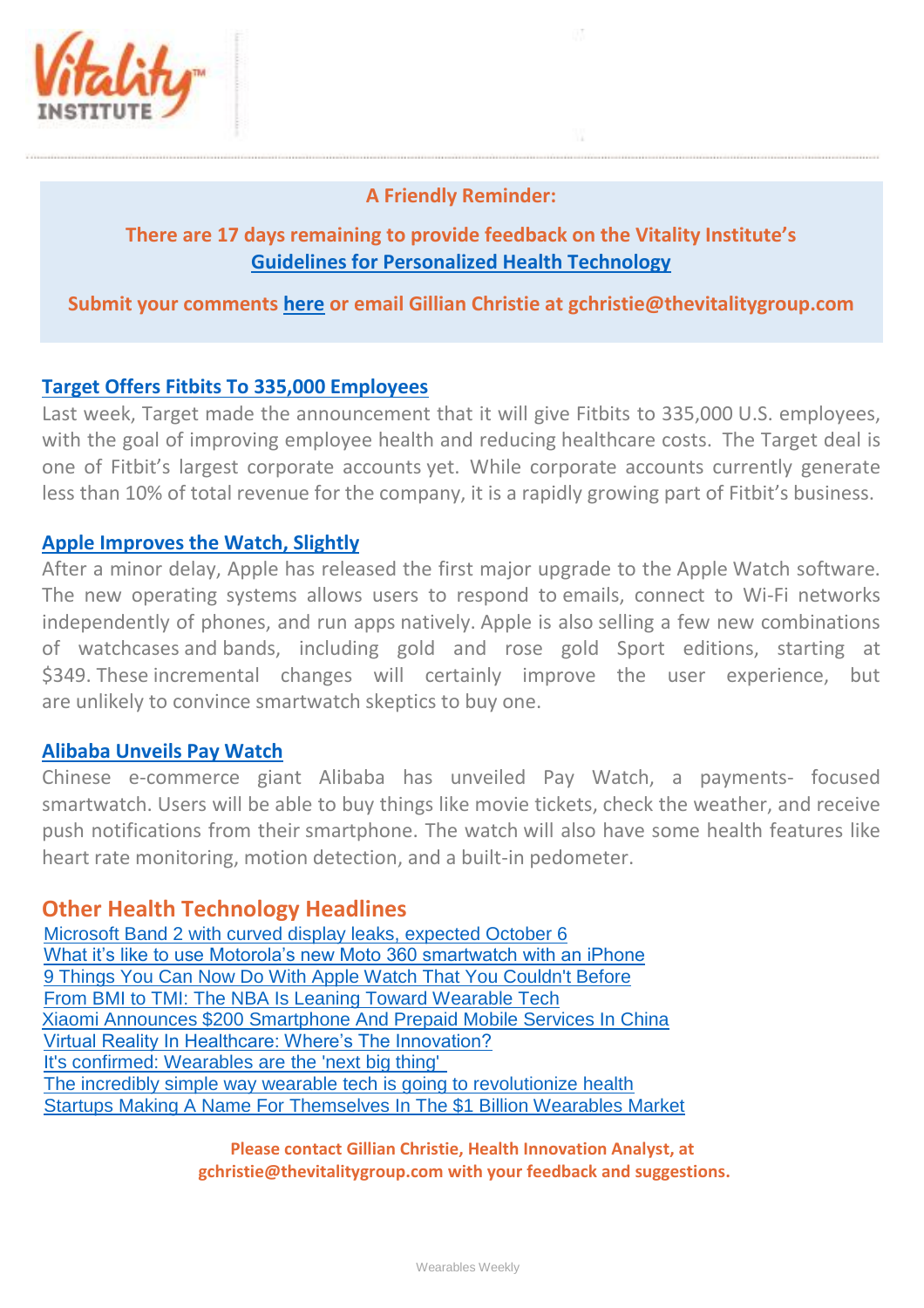**A Friendly Reminder:**

**There are 17 days remaining to provide feedback on the Vitality Institute's Guidelines for Personalized Health Technology**

**Submit your comments here or email Gillian Christie at gchristie@thevitalitygroup.com**

## Target Offers Fitbits To 335,000 Employees

Last week, Target made the announcement that it will give Fitbits to 335,000 U.S. employees, with the goal of improving employee health and reducing healthcare costs. The Target deal is one of Fitbit's largest corporate accounts yet. While corporate accounts currently generate less than 10% of total revenue for the company, it is a rapidly growing part of Fitbit's business.

## Apple Improves the Watch, Slightly

After a minor delay, Apple has released the first major upgrade to the Apple Watch software. The new operating systems allows users to respond to emails, connect to Wi-Fi networks independently of phones, and run apps natively. Apple is also selling a few new combinations of watchcases and bands, including gold and rose gold Sport editions, starting at $349. These incremental changes will certainly improve the user experience, but are unlikely to convince smartwatch skeptics to buy one.

## Alibaba Unveils Pay Watch

Chinese e-commerce giant Alibaba has unveiled Pay Watch, a payments- focused smartwatch. Users will be able to buy things like movie tickets, check the weather, and receive push notifications from their smartphone. The watch will also have some health features like heart rate monitoring, motion detection, and a built-in pedometer.

## Other Health Technology Headlines

- Microsoft Band 2 with curved display leaks, expected October 6
- What it's like to use Motorola's new Moto 360 smartwatch with an iPhone
- 9 Things You Can Now Do With Apple Watch That You Couldn't Before
- From BMI to TMI: The NBA Is Leaning Toward Wearable Tech
- Xiaomi Announces $200 Smartphone And Prepaid Mobile Services In China
- Virtual Reality In Healthcare: Where's The Innovation?
- It's confirmed: Wearables are the 'next big thing'
- The incredibly simple way wearable tech is going to revolutionize health
- Startups Making A Name For Themselves In The $1 Billion Wearables Market

**Please contact Gillian Christie, Health Innovation Analyst, at gchristie@thevitalitygroup.com with your feedback and suggestions.**